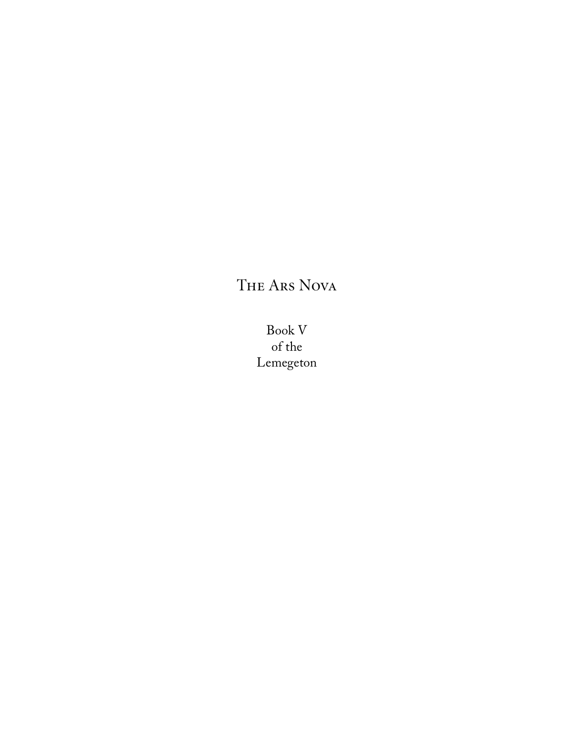# The Ars Nova

Book V
of the
Lemegeton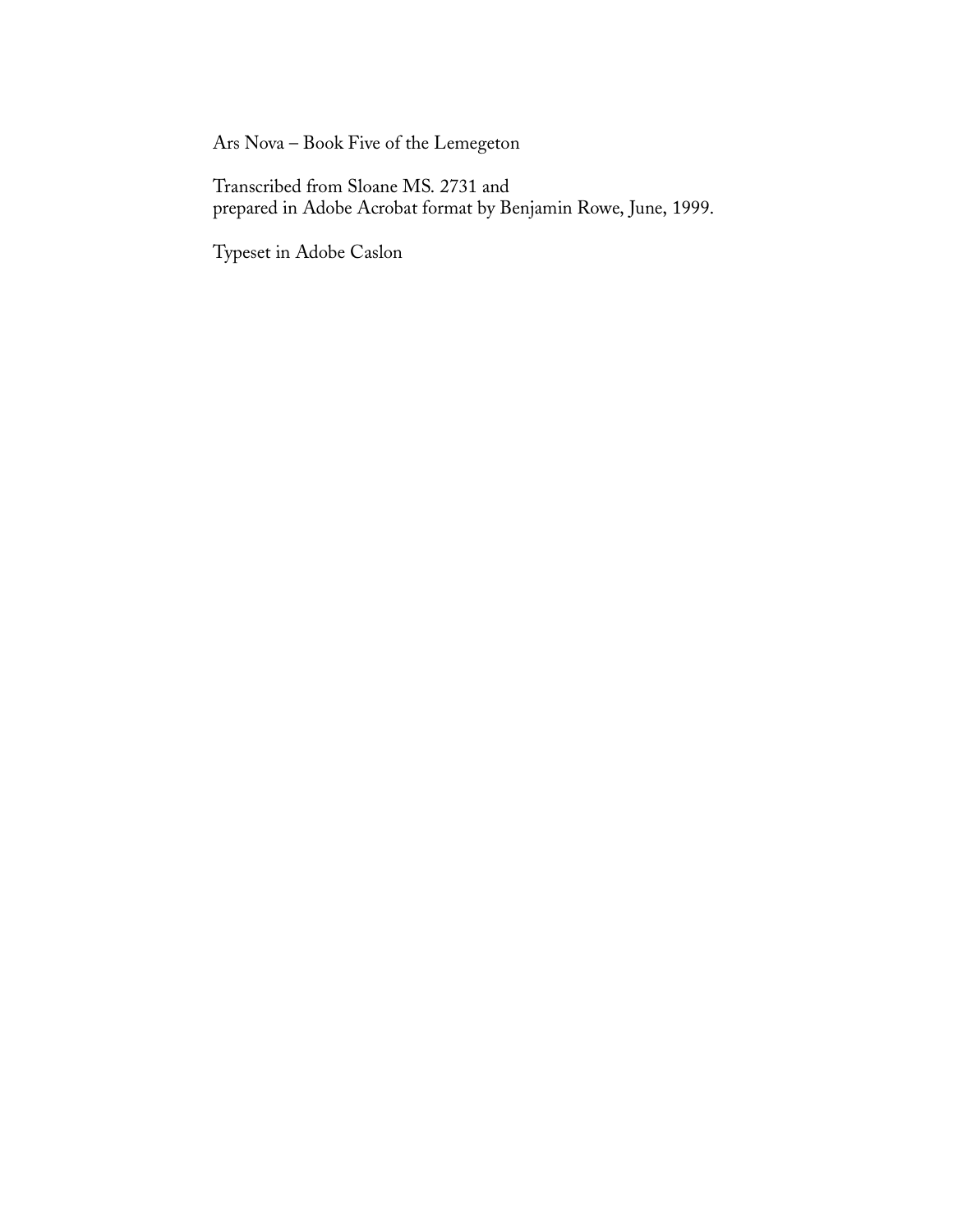Ars Nova – Book Five of the Lemegeton

Transcribed from Sloane MS. 2731 and
prepared in Adobe Acrobat format by Benjamin Rowe, June, 1999.

Typeset in Adobe Caslon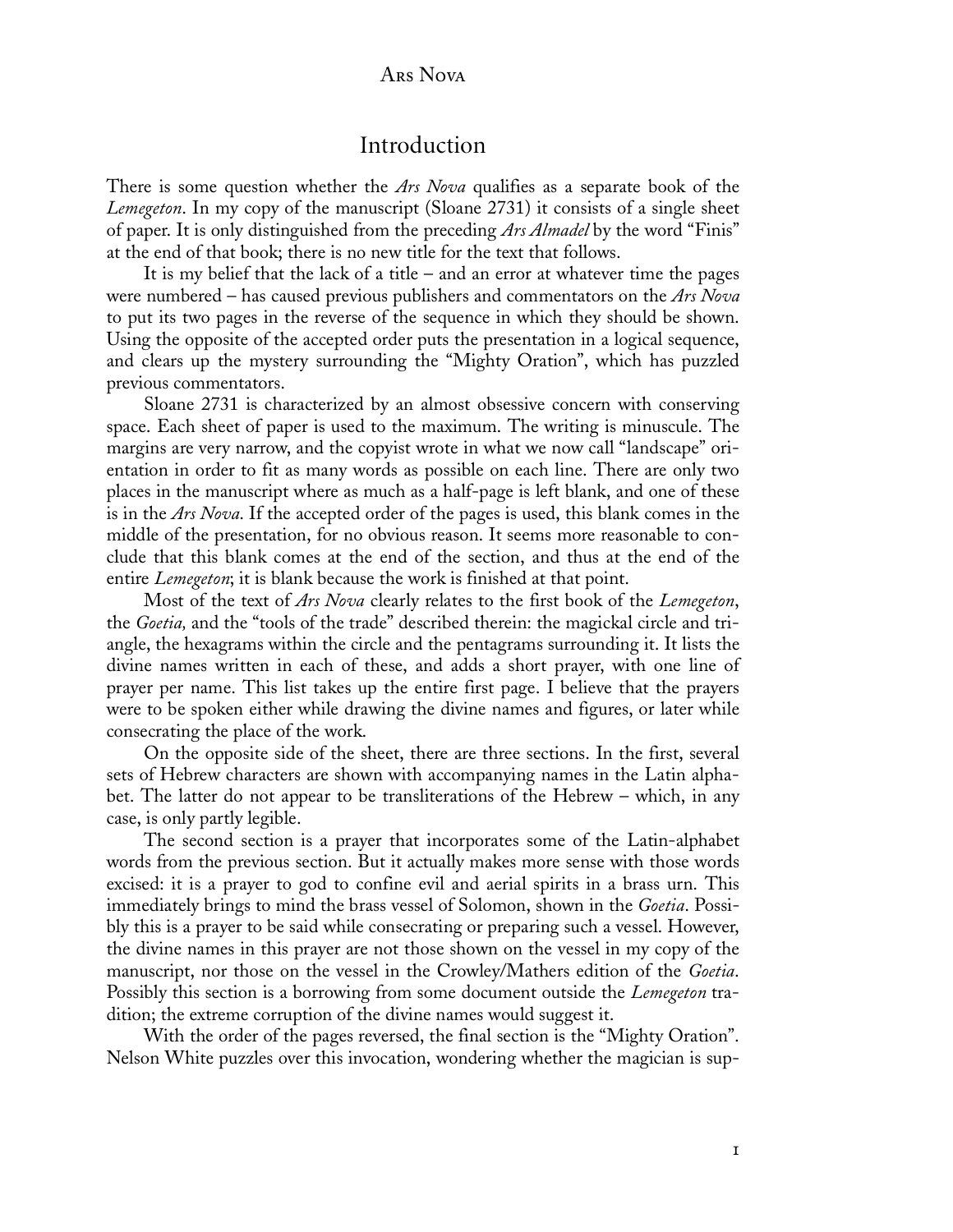# Ars Nova

## Introduction

There is some question whether the *Ars Nova* qualifies as a separate book of the *Lemegeton*. In my copy of the manuscript (Sloane 2731) it consists of a single sheet of paper. It is only distinguished from the preceding *Ars Almadel* by the word "Finis" at the end of that book; there is no new title for the text that follows.

It is my belief that the lack of a title – and an error at whatever time the pages were numbered – has caused previous publishers and commentators on the *Ars Nova* to put its two pages in the reverse of the sequence in which they should be shown. Using the opposite of the accepted order puts the presentation in a logical sequence, and clears up the mystery surrounding the "Mighty Oration", which has puzzled previous commentators.

Sloane 2731 is characterized by an almost obsessive concern with conserving space. Each sheet of paper is used to the maximum. The writing is minuscule. The margins are very narrow, and the copyist wrote in what we now call "landscape" orientation in order to fit as many words as possible on each line. There are only two places in the manuscript where as much as a half-page is left blank, and one of these is in the *Ars Nova*. If the accepted order of the pages is used, this blank comes in the middle of the presentation, for no obvious reason. It seems more reasonable to conclude that this blank comes at the end of the section, and thus at the end of the entire *Lemegeton*; it is blank because the work is finished at that point.

Most of the text of *Ars Nova* clearly relates to the first book of the *Lemegeton*, the *Goetia,* and the "tools of the trade" described therein: the magickal circle and triangle, the hexagrams within the circle and the pentagrams surrounding it. It lists the divine names written in each of these, and adds a short prayer, with one line of prayer per name. This list takes up the entire first page. I believe that the prayers were to be spoken either while drawing the divine names and figures, or later while consecrating the place of the work.

On the opposite side of the sheet, there are three sections. In the first, several sets of Hebrew characters are shown with accompanying names in the Latin alphabet. The latter do not appear to be transliterations of the Hebrew – which, in any case, is only partly legible.

The second section is a prayer that incorporates some of the Latin-alphabet words from the previous section. But it actually makes more sense with those words excised: it is a prayer to god to confine evil and aerial spirits in a brass urn. This immediately brings to mind the brass vessel of Solomon, shown in the *Goetia*. Possibly this is a prayer to be said while consecrating or preparing such a vessel. However, the divine names in this prayer are not those shown on the vessel in my copy of the manuscript, nor those on the vessel in the Crowley/Mathers edition of the *Goetia*. Possibly this section is a borrowing from some document outside the *Lemegeton* tradition; the extreme corruption of the divine names would suggest it.

With the order of the pages reversed, the final section is the "Mighty Oration". Nelson White puzzles over this invocation, wondering whether the magician is sup-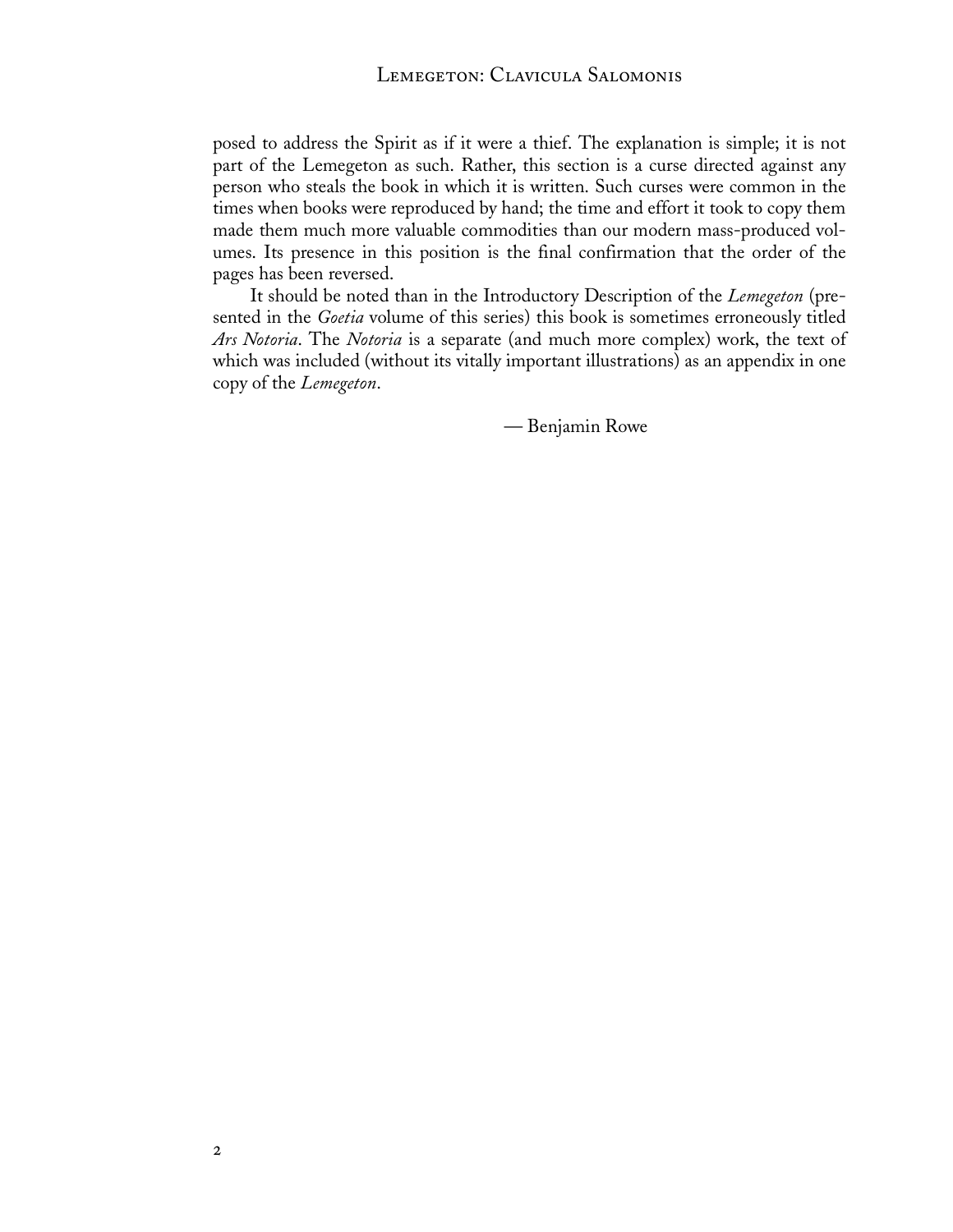posed to address the Spirit as if it were a thief. The explanation is simple; it is not part of the Lemegeton as such. Rather, this section is a curse directed against any person who steals the book in which it is written. Such curses were common in the times when books were reproduced by hand; the time and effort it took to copy them made them much more valuable commodities than our modern mass-produced volumes. Its presence in this position is the final confirmation that the order of the pages has been reversed.

It should be noted than in the Introductory Description of the *Lemegeton* (presented in the *Goetia* volume of this series) this book is sometimes erroneously titled *Ars Notoria*. The *Notoria* is a separate (and much more complex) work, the text of which was included (without its vitally important illustrations) as an appendix in one copy of the *Lemegeton*.

— Benjamin Rowe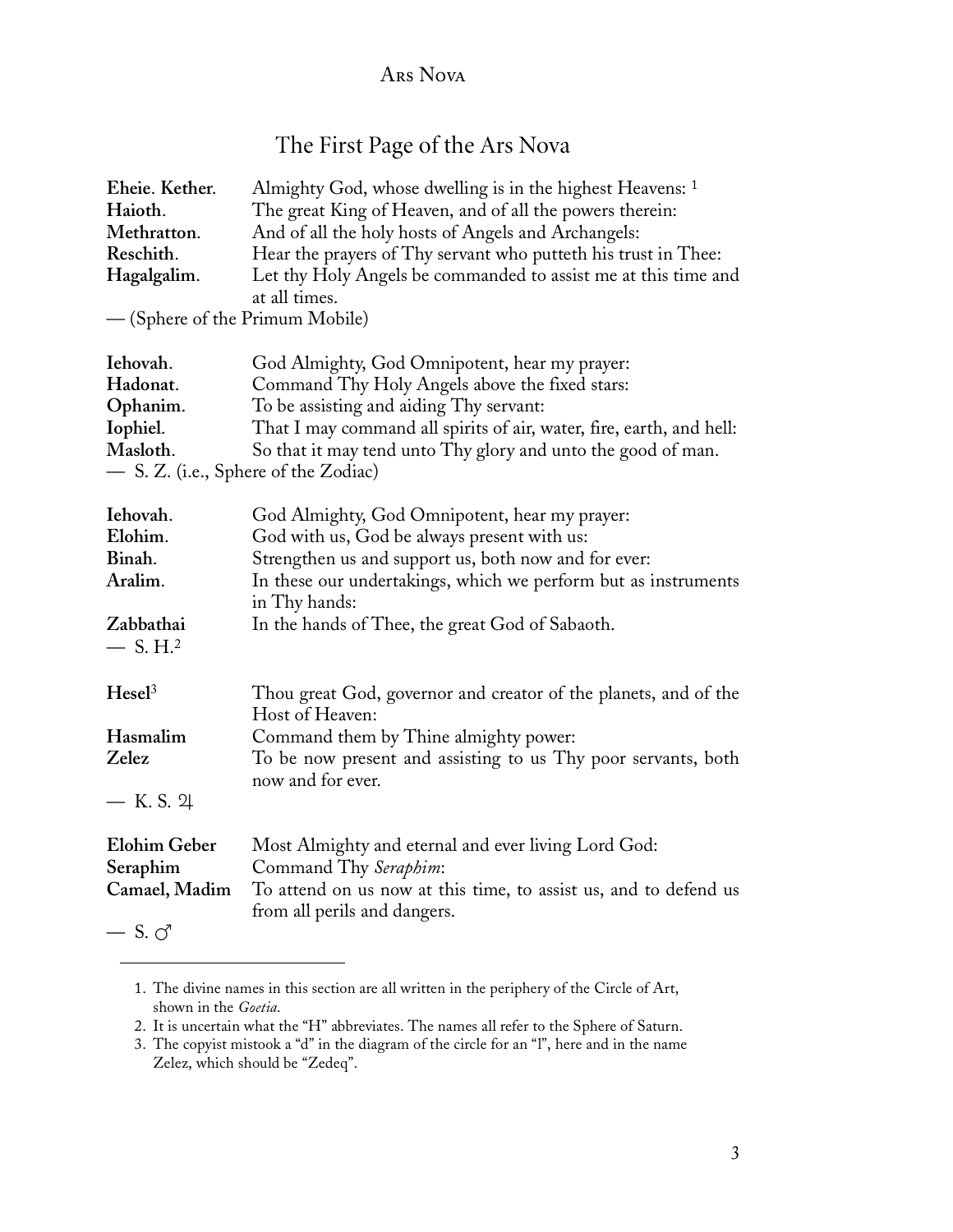## The First Page of the Ars Nova

| | |
|---|---|
| **Eheie. Kether.** | Almighty God, whose dwelling is in the highest Heavens: [1] |
| **Haioth.** | The great King of Heaven, and of all the powers therein: |
| **Methratton.** | And of all the holy hosts of Angels and Archangels: |
| **Reschith.** | Hear the prayers of Thy servant who putteth his trust in Thee: |
| **Hagalgalim.** | Let thy Holy Angels be commanded to assist me at this time and at all times. |

— (Sphere of the Primum Mobile)

| | |
|---|---|
| **Iehovah.** | God Almighty, God Omnipotent, hear my prayer: |
| **Hadonat.** | Command Thy Holy Angels above the fixed stars: |
| **Ophanim.** | To be assisting and aiding Thy servant: |
| **Iophiel.** | That I may command all spirits of air, water, fire, earth, and hell: |
| **Masloth.** | So that it may tend unto Thy glory and unto the good of man. |

— S. Z. (i.e., Sphere of the Zodiac)

| | |
|---|---|
| **Iehovah.** | God Almighty, God Omnipotent, hear my prayer: |
| **Elohim.** | God with us, God be always present with us: |
| **Binah.** | Strengthen us and support us, both now and for ever: |
| **Aralim.** | In these our undertakings, which we perform but as instruments in Thy hands: |
| **Zabbathai** | In the hands of Thee, the great God of Sabaoth. |

— S. H.[2]

| | |
|---|---|
| **Hesel**[3] | Thou great God, governor and creator of the planets, and of the Host of Heaven: |
| **Hasmalim** | Command them by Thine almighty power: |
| **Zelez** | To be now present and assisting to us Thy poor servants, both now and for ever. |

— K. S. ♃

| | |
|---|---|
| **Elohim Geber** | Most Almighty and eternal and ever living Lord God: |
| **Seraphim** | Command Thy *Seraphim*: |
| **Camael, Madim** | To attend on us now at this time, to assist us, and to defend us from all perils and dangers. |

— S. ♂

---

1. The divine names in this section are all written in the periphery of the Circle of Art, shown in the *Goetia*.
2. It is uncertain what the "H" abbreviates. The names all refer to the Sphere of Saturn.
3. The copyist mistook a "d" in the diagram of the circle for an "l", here and in the name Zelez, which should be "Zedeq".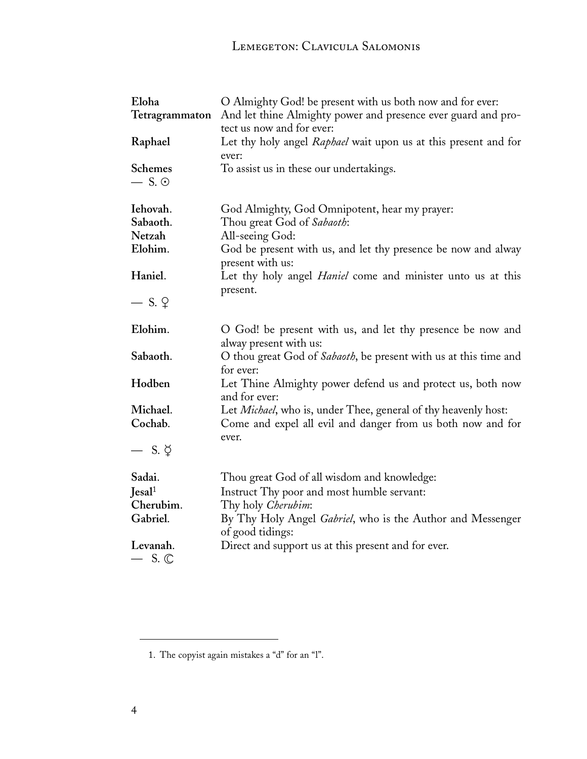| | |
|---|---|
| **Eloha** | O Almighty God! be present with us both now and for ever: |
| **Tetragrammaton** | And let thine Almighty power and presence ever guard and protect us now and for ever: |
| **Raphael** | Let thy holy angel *Raphael* wait upon us at this present and for ever: |
| **Schemes** | To assist us in these our undertakings. |
| — S. ☉ | |

| | |
|---|---|
| **Iehovah**. | God Almighty, God Omnipotent, hear my prayer: |
| **Sabaoth**. | Thou great God of *Sabaoth*: |
| **Netzah** | All-seeing God: |
| **Elohim**. | God be present with us, and let thy presence be now and alway present with us: |
| **Haniel**. | Let thy holy angel *Haniel* come and minister unto us at this present. |
| — S. ♀ | |

| | |
|---|---|
| **Elohim**. | O God! be present with us, and let thy presence be now and alway present with us: |
| **Sabaoth**. | O thou great God of *Sabaoth*, be present with us at this time and for ever: |
| **Hodben** | Let Thine Almighty power defend us and protect us, both now and for ever: |
| **Michael**. | Let *Michael*, who is, under Thee, general of thy heavenly host: |
| **Cochab**. | Come and expel all evil and danger from us both now and for ever. |
| — S. ☿ | |

| | |
|---|---|
| **Sadai**. | Thou great God of all wisdom and knowledge: |
| **Jesal**[1] | Instruct Thy poor and most humble servant: |
| **Cherubim**. | Thy holy *Cherubim*: |
| **Gabriel**. | By Thy Holy Angel *Gabriel*, who is the Author and Messenger of good tidings: |
| **Levanah**. | Direct and support us at this present and for ever. |
| — S. ☾ | |

1. The copyist again mistakes a "d" for an "l".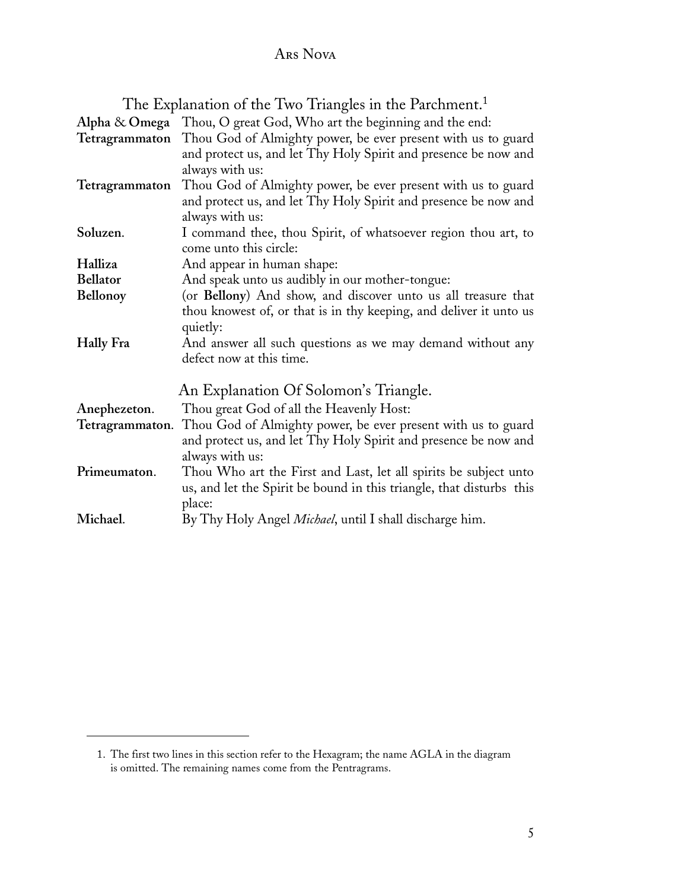## The Explanation of the Two Triangles in the Parchment.[1]

**Alpha** & **Omega** Thou, O great God, Who art the beginning and the end:

**Tetragrammaton** Thou God of Almighty power, be ever present with us to guard and protect us, and let Thy Holy Spirit and presence be now and always with us:

**Tetragrammaton** Thou God of Almighty power, be ever present with us to guard and protect us, and let Thy Holy Spirit and presence be now and always with us:

**Soluzen**. I command thee, thou Spirit, of whatsoever region thou art, to come unto this circle:

**Halliza** And appear in human shape:

**Bellator** And speak unto us audibly in our mother-tongue:

**Bellonoy** (or **Bellony**) And show, and discover unto us all treasure that thou knowest of, or that is in thy keeping, and deliver it unto us quietly:

**Hally Fra** And answer all such questions as we may demand without any defect now at this time.

## An Explanation Of Solomon's Triangle.

**Anephezeton**. Thou great God of all the Heavenly Host:

**Tetragrammaton**. Thou God of Almighty power, be ever present with us to guard and protect us, and let Thy Holy Spirit and presence be now and always with us:

**Primeumaton**. Thou Who art the First and Last, let all spirits be subject unto us, and let the Spirit be bound in this triangle, that disturbs this place:

**Michael**. By Thy Holy Angel *Michael*, until I shall discharge him.

---

1. The first two lines in this section refer to the Hexagram; the name AGLA in the diagram is omitted. The remaining names come from the Pentragrams.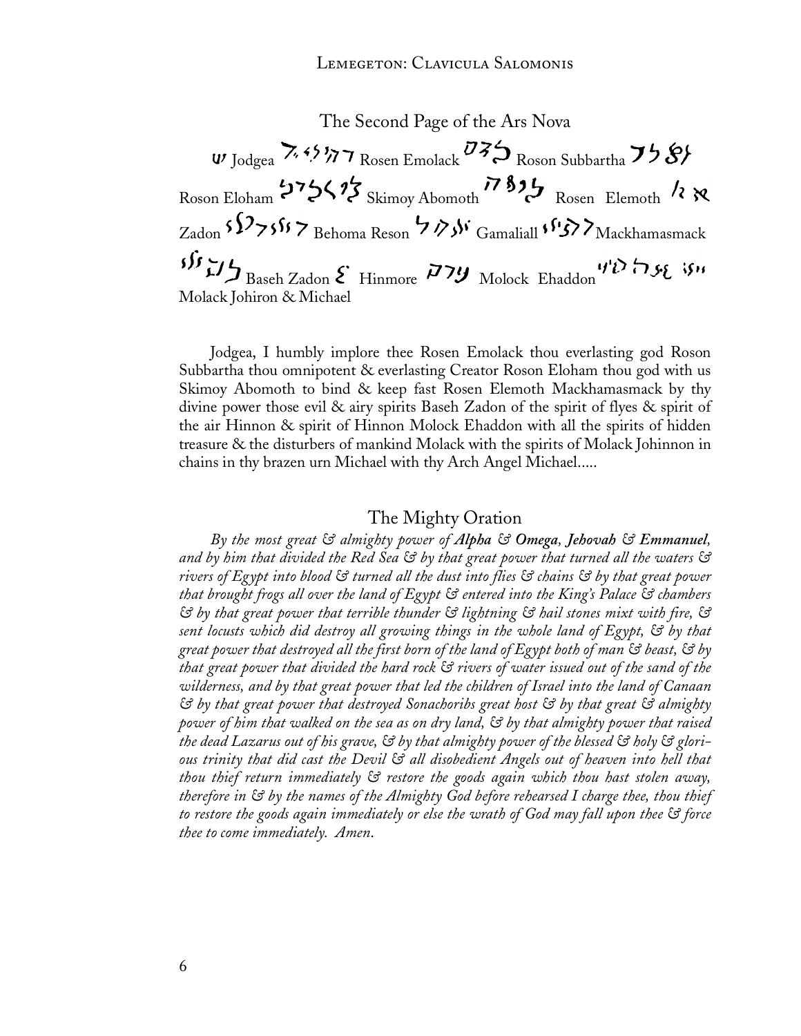## The Second Page of the Ars Nova

Jodgea Rosen Emolack Roson Subbartha Roson Eloham Skimoy Abomoth Rosen Elemoth Zadon Behoma Reson Gamaliall Mackhamasmack Baseh Zadon Hinmore Molock Ehaddon Molack Johiron & Michael

Jodgea, I humbly implore thee Rosen Emolack thou everlasting god Roson Subbartha thou omnipotent & everlasting Creator Roson Eloham thou god with us Skimoy Abomoth to bind & keep fast Rosen Elemoth Mackhamasmack by thy divine power those evil & airy spirits Baseh Zadon of the spirit of flyes & spirit of the air Hinnon & spirit of Hinnon Molock Ehaddon with all the spirits of hidden treasure & the disturbers of mankind Molack with the spirits of Molack Johinnon in chains in thy brazen urn Michael with thy Arch Angel Michael.....

## The Mighty Oration

*By the most great & almighty power of **Alpha** & **Omega**, **Jehovah** & **Emmanuel**, and by him that divided the Red Sea & by that great power that turned all the waters & rivers of Egypt into blood & turned all the dust into flies & chains & by that great power that brought frogs all over the land of Egypt & entered into the King's Palace & chambers & by that great power that terrible thunder & lightning & hail stones mixt with fire, & sent locusts which did destroy all growing things in the whole land of Egypt, & by that great power that destroyed all the first born of the land of Egypt both of man & beast, & by that great power that divided the hard rock & rivers of water issued out of the sand of the wilderness, and by that great power that led the children of Israel into the land of Canaan & by that great power that destroyed Sonachoribs great host & by that great & almighty power of him that walked on the sea as on dry land, & by that almighty power that raised the dead Lazarus out of his grave, & by that almighty power of the blessed & holy & glorious trinity that did cast the Devil & all disobedient Angels out of heaven into hell that thou thief return immediately & restore the goods again which thou hast stolen away, therefore in & by the names of the Almighty God before rehearsed I charge thee, thou thief to restore the goods again immediately or else the wrath of God may fall upon thee & force thee to come immediately. Amen.*